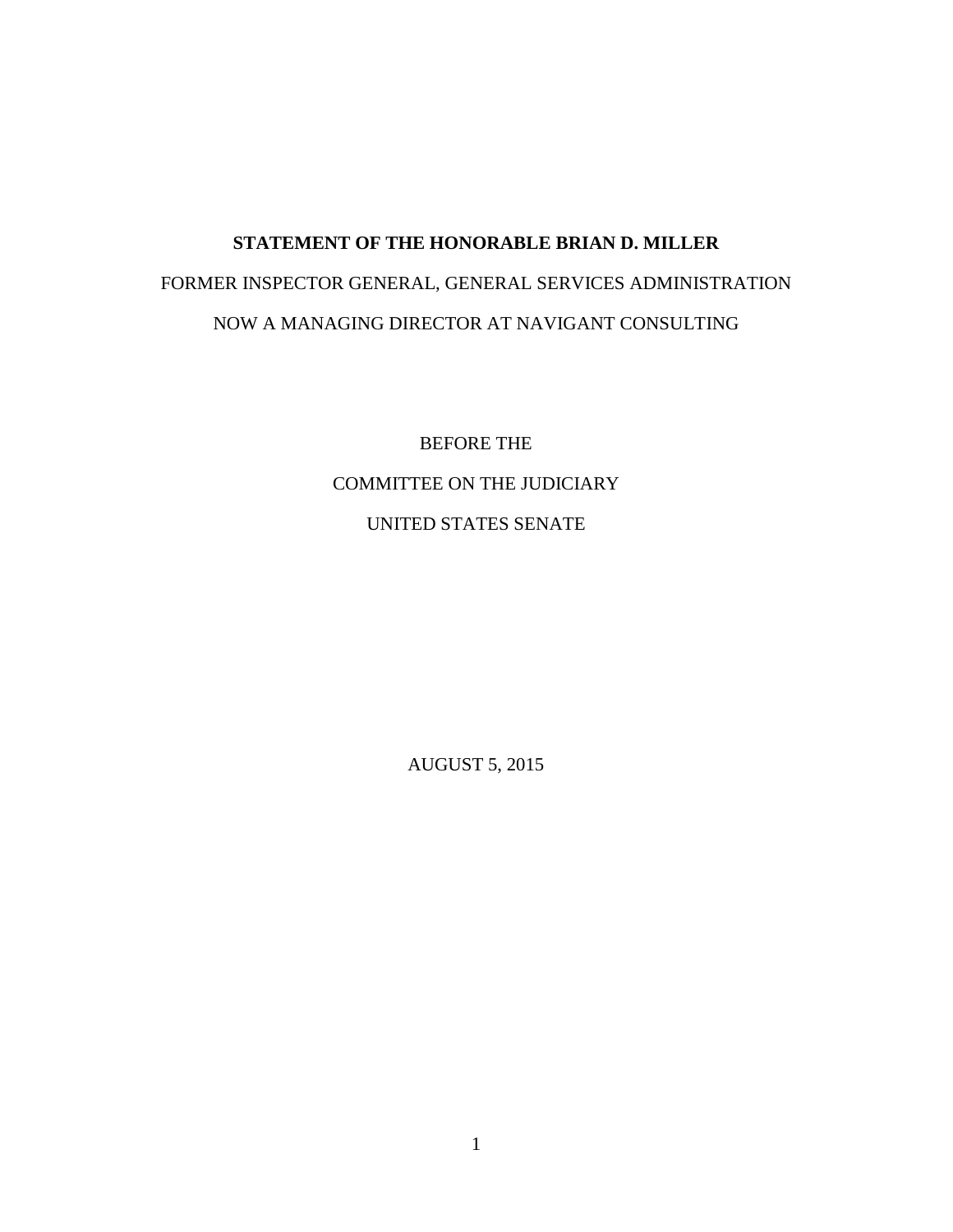**STATEMENT OF THE HONORABLE BRIAN D. MILLER**

FORMER INSPECTOR GENERAL, GENERAL SERVICES ADMINISTRATION

NOW A MANAGING DIRECTOR AT NAVIGANT CONSULTING

BEFORE THE

COMMITTEE ON THE JUDICIARY

UNITED STATES SENATE

AUGUST 5, 2015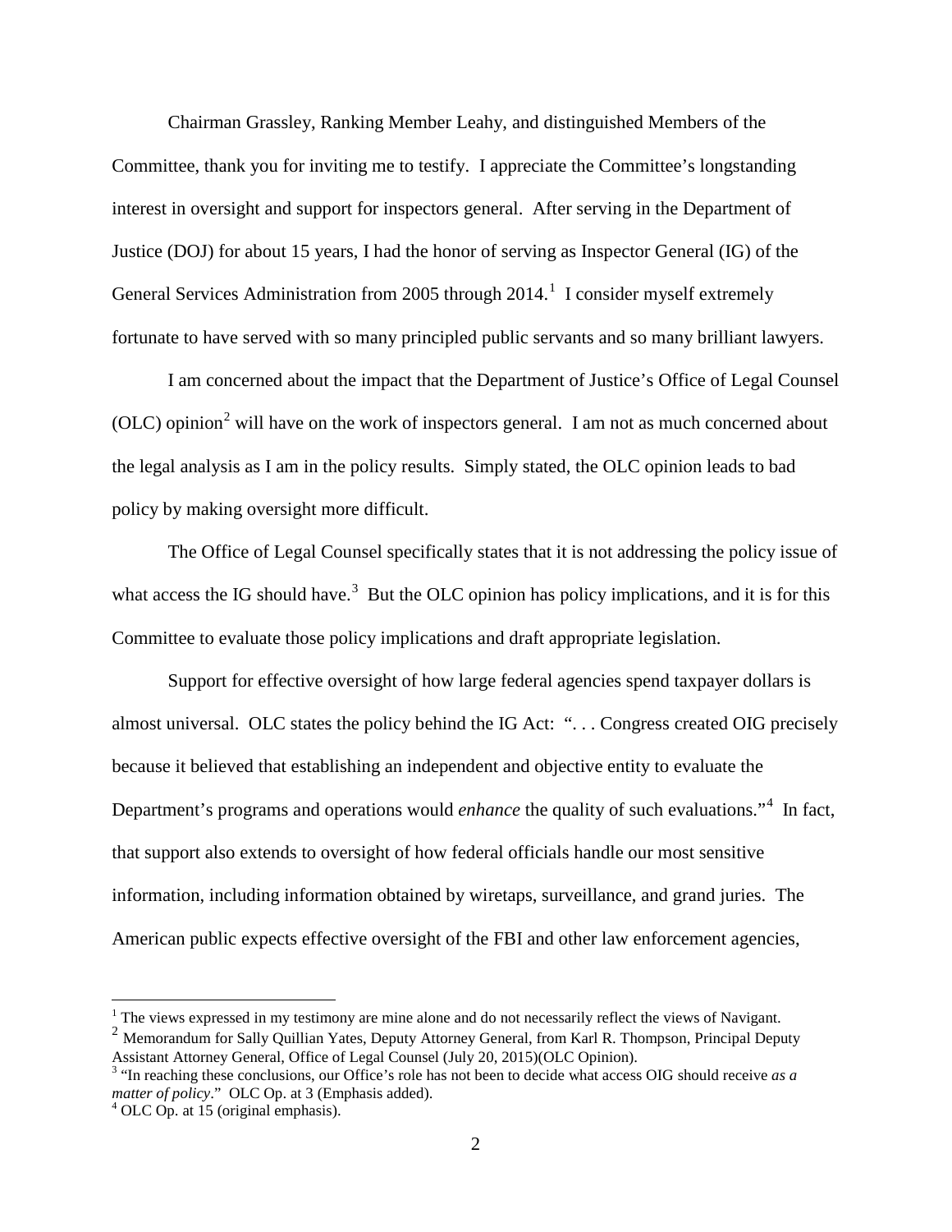Chairman Grassley, Ranking Member Leahy, and distinguished Members of the Committee, thank you for inviting me to testify. I appreciate the Committee's longstanding interest in oversight and support for inspectors general. After serving in the Department of Justice (DOJ) for about 15 years, I had the honor of serving as Inspector General (IG) of the General Services Administration from 2005 through 2014.[1] I consider myself extremely fortunate to have served with so many principled public servants and so many brilliant lawyers.

I am concerned about the impact that the Department of Justice's Office of Legal Counsel (OLC) opinion[2] will have on the work of inspectors general. I am not as much concerned about the legal analysis as I am in the policy results. Simply stated, the OLC opinion leads to bad policy by making oversight more difficult.

The Office of Legal Counsel specifically states that it is not addressing the policy issue of what access the IG should have.[3] But the OLC opinion has policy implications, and it is for this Committee to evaluate those policy implications and draft appropriate legislation.

Support for effective oversight of how large federal agencies spend taxpayer dollars is almost universal. OLC states the policy behind the IG Act: ". . . Congress created OIG precisely because it believed that establishing an independent and objective entity to evaluate the Department's programs and operations would *enhance* the quality of such evaluations."[4] In fact, that support also extends to oversight of how federal officials handle our most sensitive information, including information obtained by wiretaps, surveillance, and grand juries. The American public expects effective oversight of the FBI and other law enforcement agencies,

---

[1] The views expressed in my testimony are mine alone and do not necessarily reflect the views of Navigant.

[2] Memorandum for Sally Quillian Yates, Deputy Attorney General, from Karl R. Thompson, Principal Deputy Assistant Attorney General, Office of Legal Counsel (July 20, 2015)(OLC Opinion).

[3] "In reaching these conclusions, our Office's role has not been to decide what access OIG should receive *as a matter of policy*." OLC Op. at 3 (Emphasis added).

[4] OLC Op. at 15 (original emphasis).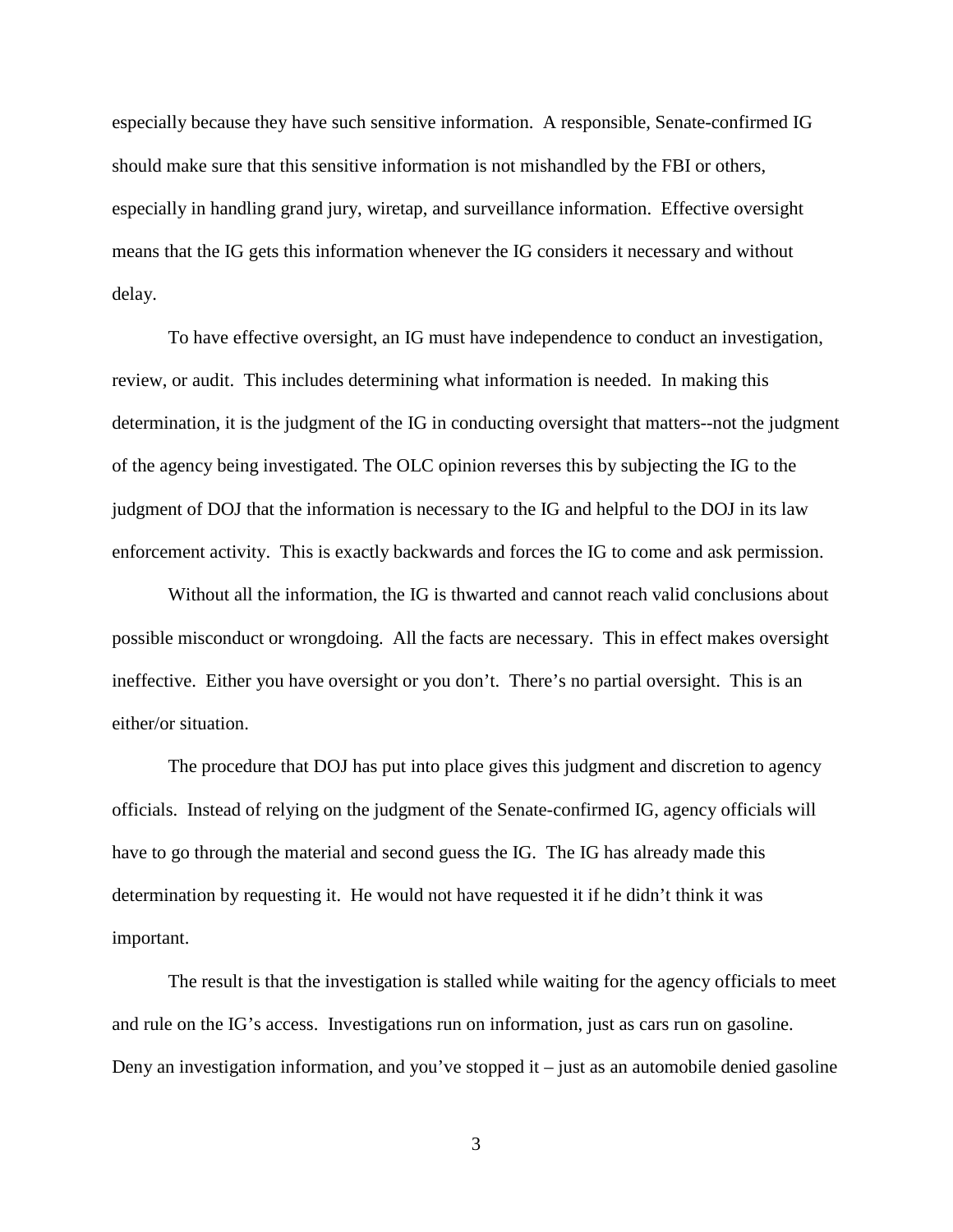especially because they have such sensitive information. A responsible, Senate-confirmed IG should make sure that this sensitive information is not mishandled by the FBI or others, especially in handling grand jury, wiretap, and surveillance information. Effective oversight means that the IG gets this information whenever the IG considers it necessary and without delay.

To have effective oversight, an IG must have independence to conduct an investigation, review, or audit. This includes determining what information is needed. In making this determination, it is the judgment of the IG in conducting oversight that matters--not the judgment of the agency being investigated. The OLC opinion reverses this by subjecting the IG to the judgment of DOJ that the information is necessary to the IG and helpful to the DOJ in its law enforcement activity. This is exactly backwards and forces the IG to come and ask permission.

Without all the information, the IG is thwarted and cannot reach valid conclusions about possible misconduct or wrongdoing. All the facts are necessary. This in effect makes oversight ineffective. Either you have oversight or you don't. There's no partial oversight. This is an either/or situation.

The procedure that DOJ has put into place gives this judgment and discretion to agency officials. Instead of relying on the judgment of the Senate-confirmed IG, agency officials will have to go through the material and second guess the IG. The IG has already made this determination by requesting it. He would not have requested it if he didn't think it was important.

The result is that the investigation is stalled while waiting for the agency officials to meet and rule on the IG's access. Investigations run on information, just as cars run on gasoline. Deny an investigation information, and you've stopped it – just as an automobile denied gasoline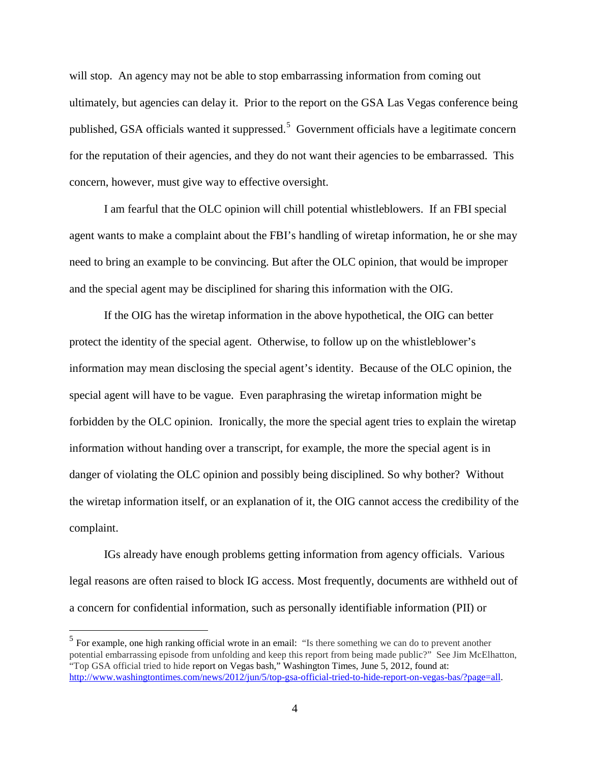will stop. An agency may not be able to stop embarrassing information from coming out ultimately, but agencies can delay it. Prior to the report on the GSA Las Vegas conference being published, GSA officials wanted it suppressed.[5] Government officials have a legitimate concern for the reputation of their agencies, and they do not want their agencies to be embarrassed. This concern, however, must give way to effective oversight.

I am fearful that the OLC opinion will chill potential whistleblowers. If an FBI special agent wants to make a complaint about the FBI's handling of wiretap information, he or she may need to bring an example to be convincing. But after the OLC opinion, that would be improper and the special agent may be disciplined for sharing this information with the OIG.

If the OIG has the wiretap information in the above hypothetical, the OIG can better protect the identity of the special agent. Otherwise, to follow up on the whistleblower's information may mean disclosing the special agent's identity. Because of the OLC opinion, the special agent will have to be vague. Even paraphrasing the wiretap information might be forbidden by the OLC opinion. Ironically, the more the special agent tries to explain the wiretap information without handing over a transcript, for example, the more the special agent is in danger of violating the OLC opinion and possibly being disciplined. So why bother? Without the wiretap information itself, or an explanation of it, the OIG cannot access the credibility of the complaint.

IGs already have enough problems getting information from agency officials. Various legal reasons are often raised to block IG access. Most frequently, documents are withheld out of a concern for confidential information, such as personally identifiable information (PII) or

---

[5] For example, one high ranking official wrote in an email: "Is there something we can do to prevent another potential embarrassing episode from unfolding and keep this report from being made public?" See Jim McElhatton, "Top GSA official tried to hide report on Vegas bash," Washington Times, June 5, 2012, found at: http://www.washingtontimes.com/news/2012/jun/5/top-gsa-official-tried-to-hide-report-on-vegas-bas/?page=all.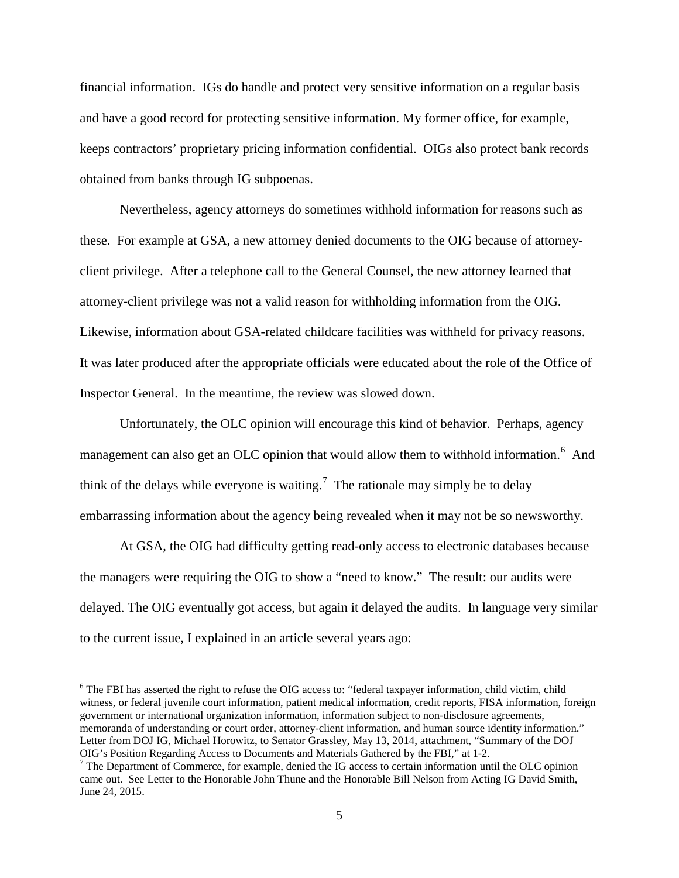financial information. IGs do handle and protect very sensitive information on a regular basis and have a good record for protecting sensitive information. My former office, for example, keeps contractors' proprietary pricing information confidential. OIGs also protect bank records obtained from banks through IG subpoenas.

Nevertheless, agency attorneys do sometimes withhold information for reasons such as these. For example at GSA, a new attorney denied documents to the OIG because of attorney-client privilege. After a telephone call to the General Counsel, the new attorney learned that attorney-client privilege was not a valid reason for withholding information from the OIG. Likewise, information about GSA-related childcare facilities was withheld for privacy reasons. It was later produced after the appropriate officials were educated about the role of the Office of Inspector General. In the meantime, the review was slowed down.

Unfortunately, the OLC opinion will encourage this kind of behavior. Perhaps, agency management can also get an OLC opinion that would allow them to withhold information.[6] And think of the delays while everyone is waiting.[7] The rationale may simply be to delay embarrassing information about the agency being revealed when it may not be so newsworthy.

At GSA, the OIG had difficulty getting read-only access to electronic databases because the managers were requiring the OIG to show a "need to know." The result: our audits were delayed. The OIG eventually got access, but again it delayed the audits. In language very similar to the current issue, I explained in an article several years ago:

---

[6] The FBI has asserted the right to refuse the OIG access to: "federal taxpayer information, child victim, child witness, or federal juvenile court information, patient medical information, credit reports, FISA information, foreign government or international organization information, information subject to non-disclosure agreements, memoranda of understanding or court order, attorney-client information, and human source identity information." Letter from DOJ IG, Michael Horowitz, to Senator Grassley, May 13, 2014, attachment, "Summary of the DOJ OIG's Position Regarding Access to Documents and Materials Gathered by the FBI," at 1-2.

[7] The Department of Commerce, for example, denied the IG access to certain information until the OLC opinion came out. See Letter to the Honorable John Thune and the Honorable Bill Nelson from Acting IG David Smith, June 24, 2015.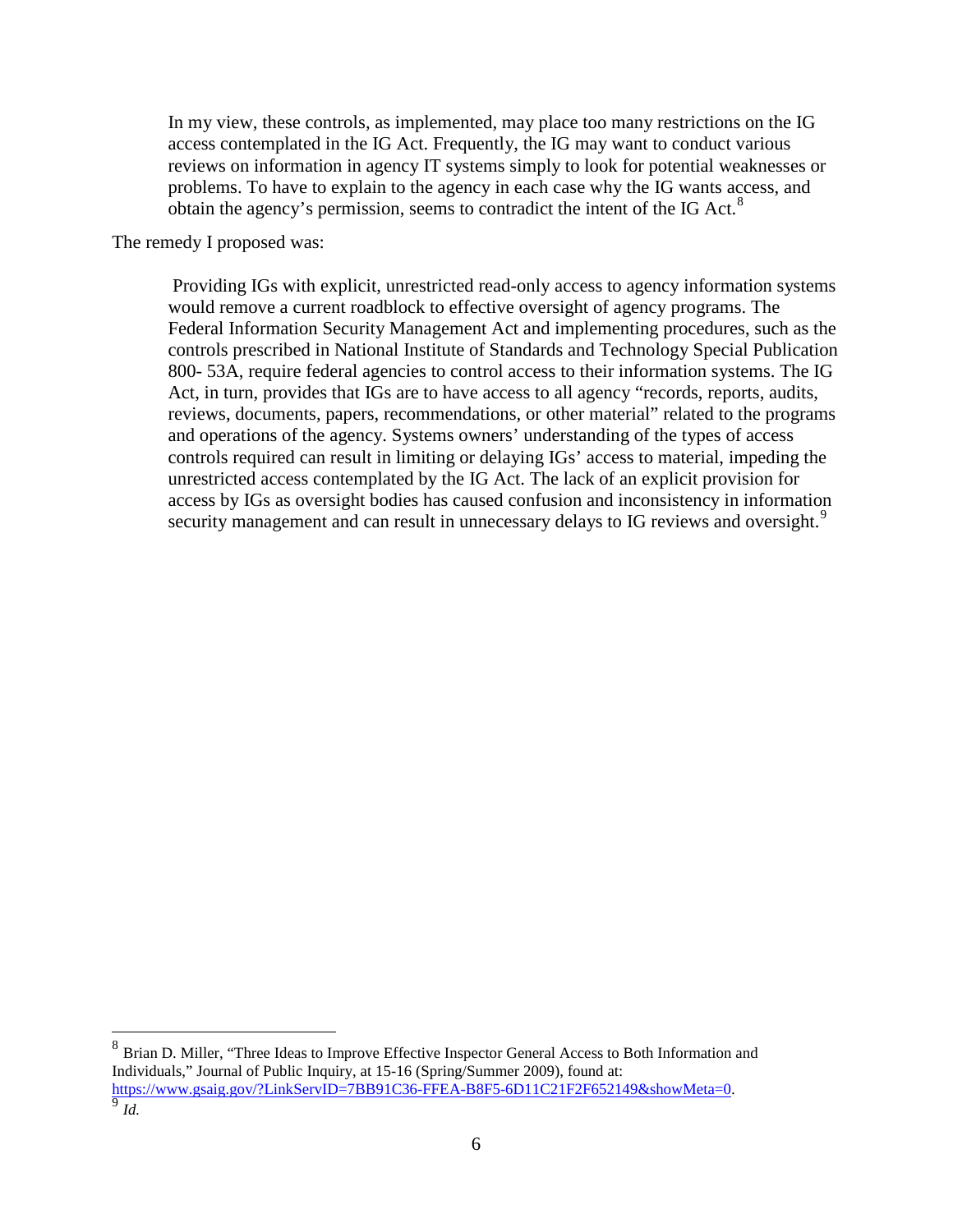> In my view, these controls, as implemented, may place too many restrictions on the IG access contemplated in the IG Act. Frequently, the IG may want to conduct various reviews on information in agency IT systems simply to look for potential weaknesses or problems. To have to explain to the agency in each case why the IG wants access, and obtain the agency's permission, seems to contradict the intent of the IG Act.[8]

The remedy I proposed was:

> Providing IGs with explicit, unrestricted read-only access to agency information systems would remove a current roadblock to effective oversight of agency programs. The Federal Information Security Management Act and implementing procedures, such as the controls prescribed in National Institute of Standards and Technology Special Publication 800- 53A, require federal agencies to control access to their information systems. The IG Act, in turn, provides that IGs are to have access to all agency "records, reports, audits, reviews, documents, papers, recommendations, or other material" related to the programs and operations of the agency. Systems owners' understanding of the types of access controls required can result in limiting or delaying IGs' access to material, impeding the unrestricted access contemplated by the IG Act. The lack of an explicit provision for access by IGs as oversight bodies has caused confusion and inconsistency in information security management and can result in unnecessary delays to IG reviews and oversight.[9]

---

[8] Brian D. Miller, "Three Ideas to Improve Effective Inspector General Access to Both Information and Individuals," Journal of Public Inquiry, at 15-16 (Spring/Summer 2009), found at: https://www.gsaig.gov/?LinkServID=7BB91C36-FFEA-B8F5-6D11C21F2F652149&showMeta=0.

[9] *Id.*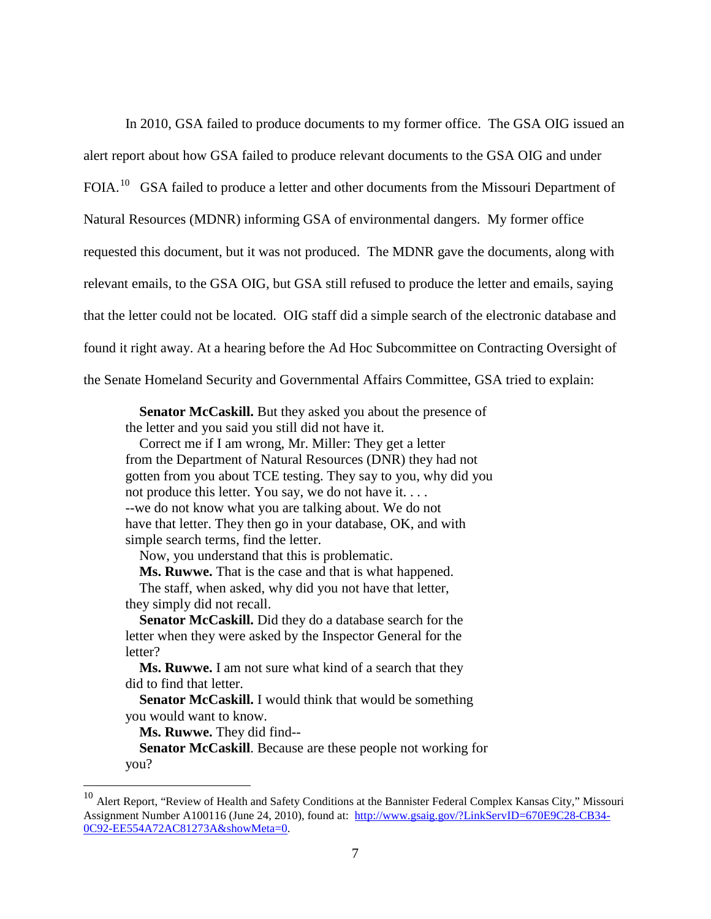In 2010, GSA failed to produce documents to my former office. The GSA OIG issued an alert report about how GSA failed to produce relevant documents to the GSA OIG and under FOIA.[10] GSA failed to produce a letter and other documents from the Missouri Department of Natural Resources (MDNR) informing GSA of environmental dangers. My former office requested this document, but it was not produced. The MDNR gave the documents, along with relevant emails, to the GSA OIG, but GSA still refused to produce the letter and emails, saying that the letter could not be located. OIG staff did a simple search of the electronic database and found it right away. At a hearing before the Ad Hoc Subcommittee on Contracting Oversight of the Senate Homeland Security and Governmental Affairs Committee, GSA tried to explain:

> **Senator McCaskill.** But they asked you about the presence of the letter and you said you still did not have it.
>
> Correct me if I am wrong, Mr. Miller: They get a letter from the Department of Natural Resources (DNR) they had not gotten from you about TCE testing. They say to you, why did you not produce this letter. You say, we do not have it. . . . --we do not know what you are talking about. We do not have that letter. They then go in your database, OK, and with simple search terms, find the letter.
>
> Now, you understand that this is problematic.
>
> **Ms. Ruwwe.** That is the case and that is what happened.
>
> The staff, when asked, why did you not have that letter, they simply did not recall.
>
> **Senator McCaskill.** Did they do a database search for the letter when they were asked by the Inspector General for the letter?
>
> **Ms. Ruwwe.** I am not sure what kind of a search that they did to find that letter.
>
> **Senator McCaskill.** I would think that would be something you would want to know.
>
> **Ms. Ruwwe.** They did find--
>
> **Senator McCaskill**. Because are these people not working for you?

---

[10] Alert Report, "Review of Health and Safety Conditions at the Bannister Federal Complex Kansas City," Missouri Assignment Number A100116 (June 24, 2010), found at: http://www.gsaig.gov/?LinkServID=670E9C28-CB34-0C92-EE554A72AC81273A&showMeta=0.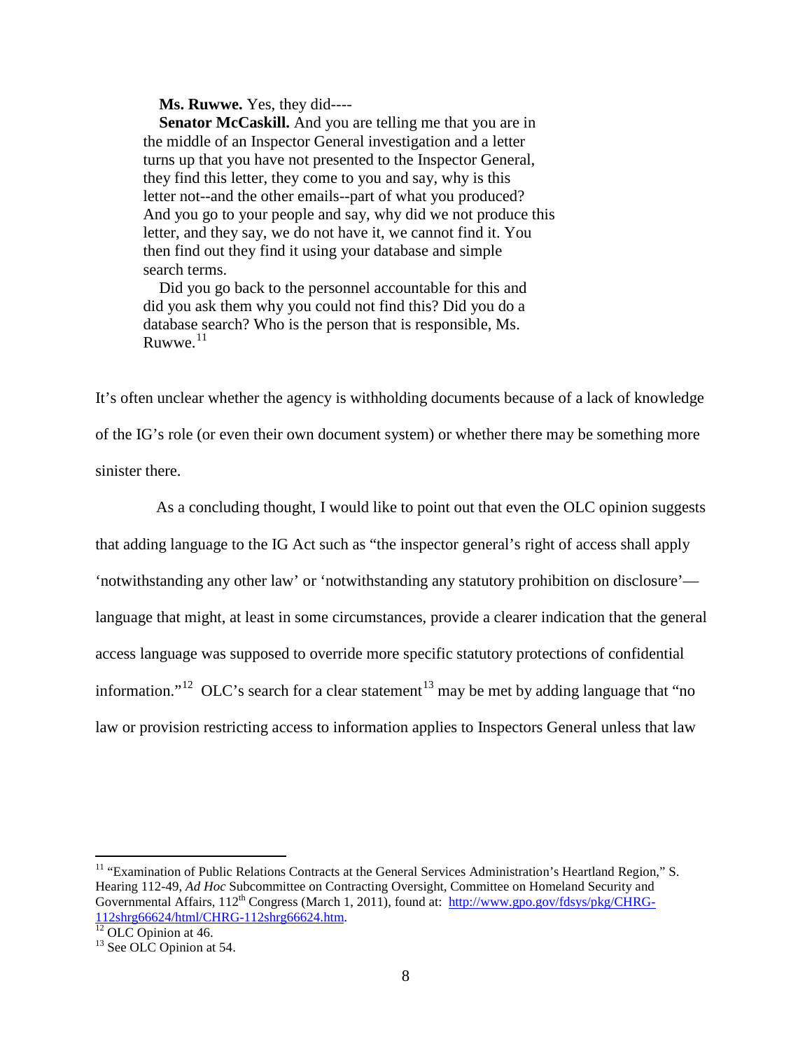> **Ms. Ruwwe.** Yes, they did----
>
> **Senator McCaskill.** And you are telling me that you are in the middle of an Inspector General investigation and a letter turns up that you have not presented to the Inspector General, they find this letter, they come to you and say, why is this letter not--and the other emails--part of what you produced? And you go to your people and say, why did we not produce this letter, and they say, we do not have it, we cannot find it. You then find out they find it using your database and simple search terms.
>
> Did you go back to the personnel accountable for this and did you ask them why you could not find this? Did you do a database search? Who is the person that is responsible, Ms. Ruwwe.[11]

It's often unclear whether the agency is withholding documents because of a lack of knowledge of the IG's role (or even their own document system) or whether there may be something more sinister there.

As a concluding thought, I would like to point out that even the OLC opinion suggests that adding language to the IG Act such as "the inspector general's right of access shall apply 'notwithstanding any other law' or 'notwithstanding any statutory prohibition on disclosure'—language that might, at least in some circumstances, provide a clearer indication that the general access language was supposed to override more specific statutory protections of confidential information."[12] OLC's search for a clear statement[13] may be met by adding language that "no law or provision restricting access to information applies to Inspectors General unless that law

---

[11] "Examination of Public Relations Contracts at the General Services Administration's Heartland Region," S. Hearing 112-49, *Ad Hoc* Subcommittee on Contracting Oversight, Committee on Homeland Security and Governmental Affairs, 112th Congress (March 1, 2011), found at: http://www.gpo.gov/fdsys/pkg/CHRG-112shrg66624/html/CHRG-112shrg66624.htm.

[12] OLC Opinion at 46.

[13] See OLC Opinion at 54.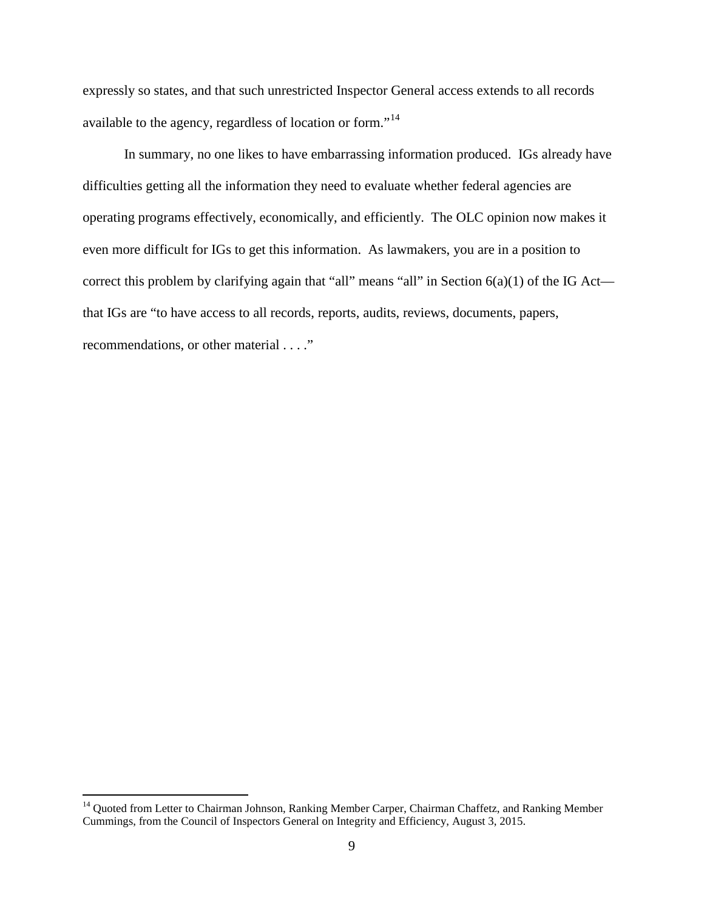expressly so states, and that such unrestricted Inspector General access extends to all records available to the agency, regardless of location or form."[14]

In summary, no one likes to have embarrassing information produced. IGs already have difficulties getting all the information they need to evaluate whether federal agencies are operating programs effectively, economically, and efficiently. The OLC opinion now makes it even more difficult for IGs to get this information. As lawmakers, you are in a position to correct this problem by clarifying again that "all" means "all" in Section 6(a)(1) of the IG Act—that IGs are "to have access to all records, reports, audits, reviews, documents, papers, recommendations, or other material . . . ."

[14] Quoted from Letter to Chairman Johnson, Ranking Member Carper, Chairman Chaffetz, and Ranking Member Cummings, from the Council of Inspectors General on Integrity and Efficiency, August 3, 2015.